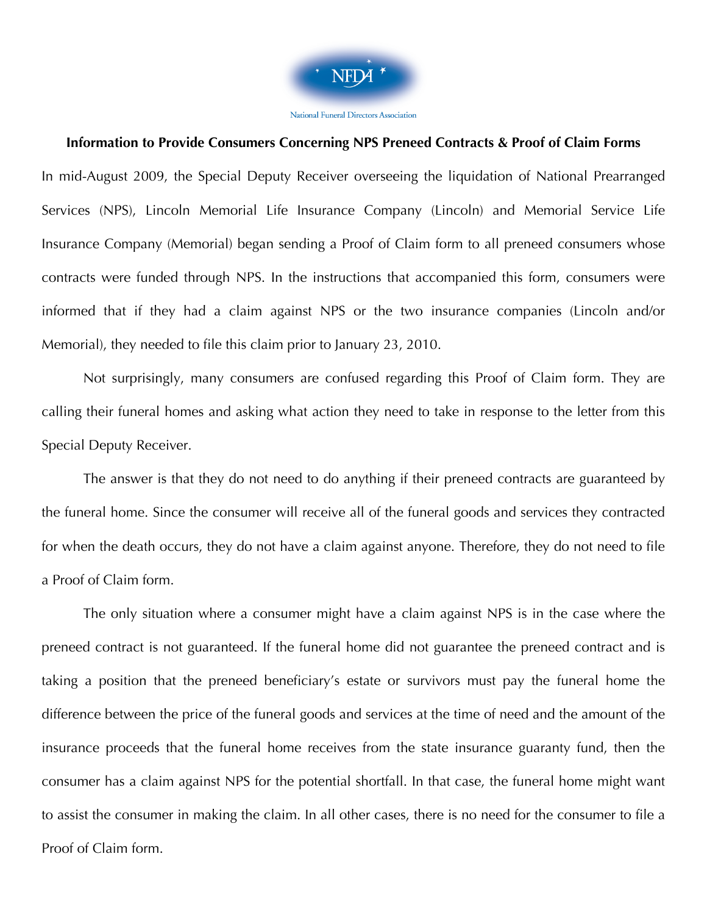National Funeral Directors Association

**Information to Provide Consumers Concerning NPS Preneed Contracts & Proof of Claim Forms**

In mid-August 2009, the Special Deputy Receiver overseeing the liquidation of National Prearranged Services (NPS), Lincoln Memorial Life Insurance Company (Lincoln) and Memorial Service Life Insurance Company (Memorial) began sending a Proof of Claim form to all preneed consumers whose contracts were funded through NPS. In the instructions that accompanied this form, consumers were informed that if they had a claim against NPS or the two insurance companies (Lincoln and/or Memorial), they needed to file this claim prior to January 23, 2010.

Not surprisingly, many consumers are confused regarding this Proof of Claim form. They are calling their funeral homes and asking what action they need to take in response to the letter from this Special Deputy Receiver.

The answer is that they do not need to do anything if their preneed contracts are guaranteed by the funeral home. Since the consumer will receive all of the funeral goods and services they contracted for when the death occurs, they do not have a claim against anyone. Therefore, they do not need to file a Proof of Claim form.

The only situation where a consumer might have a claim against NPS is in the case where the preneed contract is not guaranteed. If the funeral home did not guarantee the preneed contract and is taking a position that the preneed beneficiary's estate or survivors must pay the funeral home the difference between the price of the funeral goods and services at the time of need and the amount of the insurance proceeds that the funeral home receives from the state insurance guaranty fund, then the consumer has a claim against NPS for the potential shortfall. In that case, the funeral home might want to assist the consumer in making the claim. In all other cases, there is no need for the consumer to file a Proof of Claim form.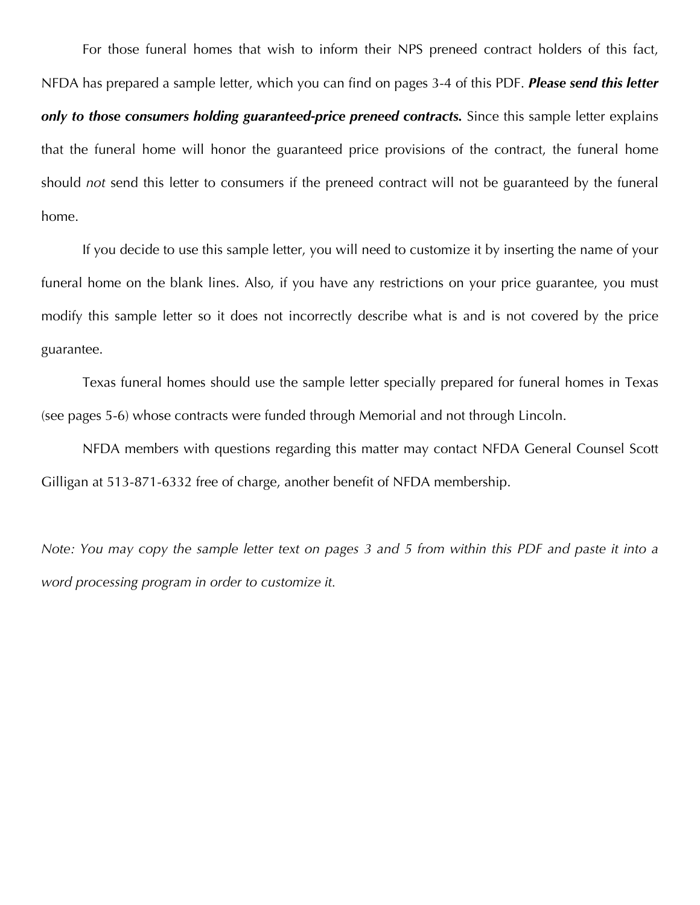For those funeral homes that wish to inform their NPS preneed contract holders of this fact, NFDA has prepared a sample letter, which you can find on pages 3-4 of this PDF. ***Please send this letter only to those consumers holding guaranteed-price preneed contracts.*** Since this sample letter explains that the funeral home will honor the guaranteed price provisions of the contract, the funeral home should *not* send this letter to consumers if the preneed contract will not be guaranteed by the funeral home.

If you decide to use this sample letter, you will need to customize it by inserting the name of your funeral home on the blank lines. Also, if you have any restrictions on your price guarantee, you must modify this sample letter so it does not incorrectly describe what is and is not covered by the price guarantee.

Texas funeral homes should use the sample letter specially prepared for funeral homes in Texas (see pages 5-6) whose contracts were funded through Memorial and not through Lincoln.

NFDA members with questions regarding this matter may contact NFDA General Counsel Scott Gilligan at 513-871-6332 free of charge, another benefit of NFDA membership.

*Note: You may copy the sample letter text on pages 3 and 5 from within this PDF and paste it into a word processing program in order to customize it.*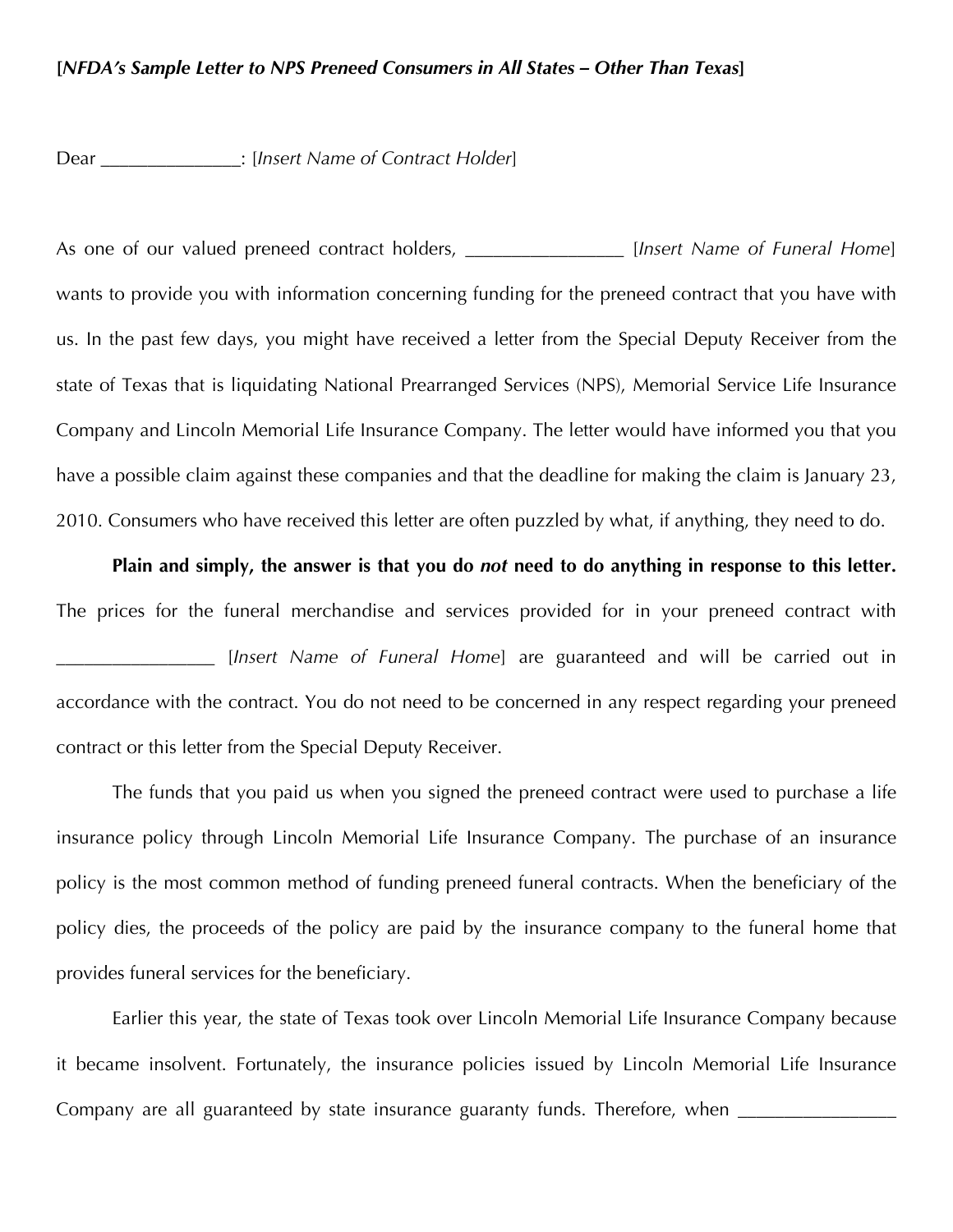[*NFDA's Sample Letter to NPS Preneed Consumers in All States – Other Than Texas*]

Dear _______________: [*Insert Name of Contract Holder*]

As one of our valued preneed contract holders, _________________ [*Insert Name of Funeral Home*] wants to provide you with information concerning funding for the preneed contract that you have with us. In the past few days, you might have received a letter from the Special Deputy Receiver from the state of Texas that is liquidating National Prearranged Services (NPS), Memorial Service Life Insurance Company and Lincoln Memorial Life Insurance Company. The letter would have informed you that you have a possible claim against these companies and that the deadline for making the claim is January 23, 2010. Consumers who have received this letter are often puzzled by what, if anything, they need to do.

**Plain and simply, the answer is that you do *not* need to do anything in response to this letter.** The prices for the funeral merchandise and services provided for in your preneed contract with _________________ [*Insert Name of Funeral Home*] are guaranteed and will be carried out in accordance with the contract. You do not need to be concerned in any respect regarding your preneed contract or this letter from the Special Deputy Receiver.

The funds that you paid us when you signed the preneed contract were used to purchase a life insurance policy through Lincoln Memorial Life Insurance Company. The purchase of an insurance policy is the most common method of funding preneed funeral contracts. When the beneficiary of the policy dies, the proceeds of the policy are paid by the insurance company to the funeral home that provides funeral services for the beneficiary.

Earlier this year, the state of Texas took over Lincoln Memorial Life Insurance Company because it became insolvent. Fortunately, the insurance policies issued by Lincoln Memorial Life Insurance Company are all guaranteed by state insurance guaranty funds. Therefore, when _________________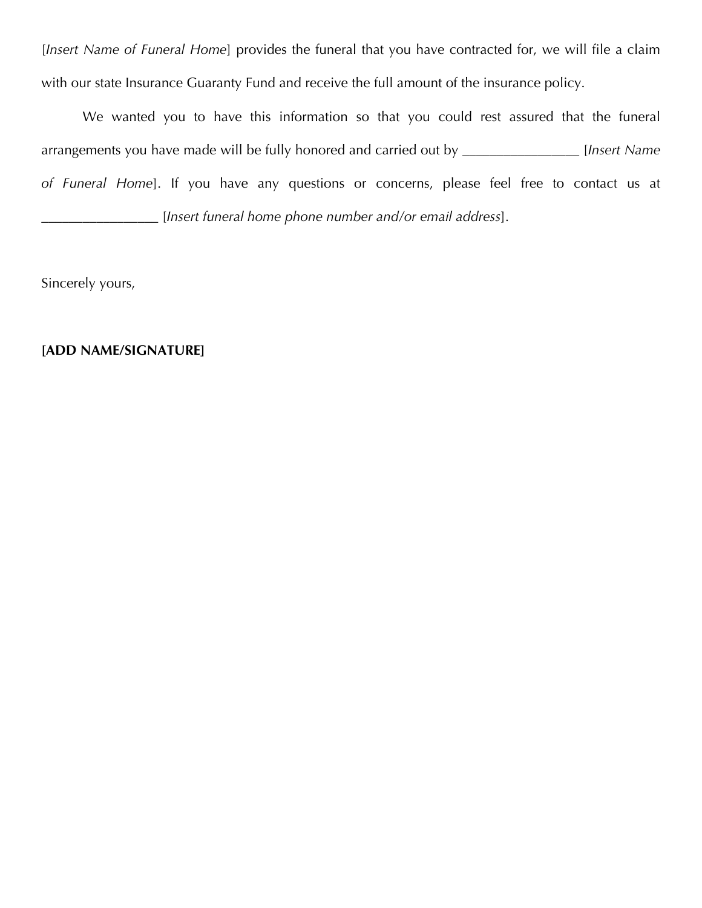[*Insert Name of Funeral Home*] provides the funeral that you have contracted for, we will file a claim with our state Insurance Guaranty Fund and receive the full amount of the insurance policy.

We wanted you to have this information so that you could rest assured that the funeral arrangements you have made will be fully honored and carried out by ________________ [*Insert Name of Funeral Home*]. If you have any questions or concerns, please feel free to contact us at ________________ [*Insert funeral home phone number and/or email address*].

Sincerely yours,

**[ADD NAME/SIGNATURE]**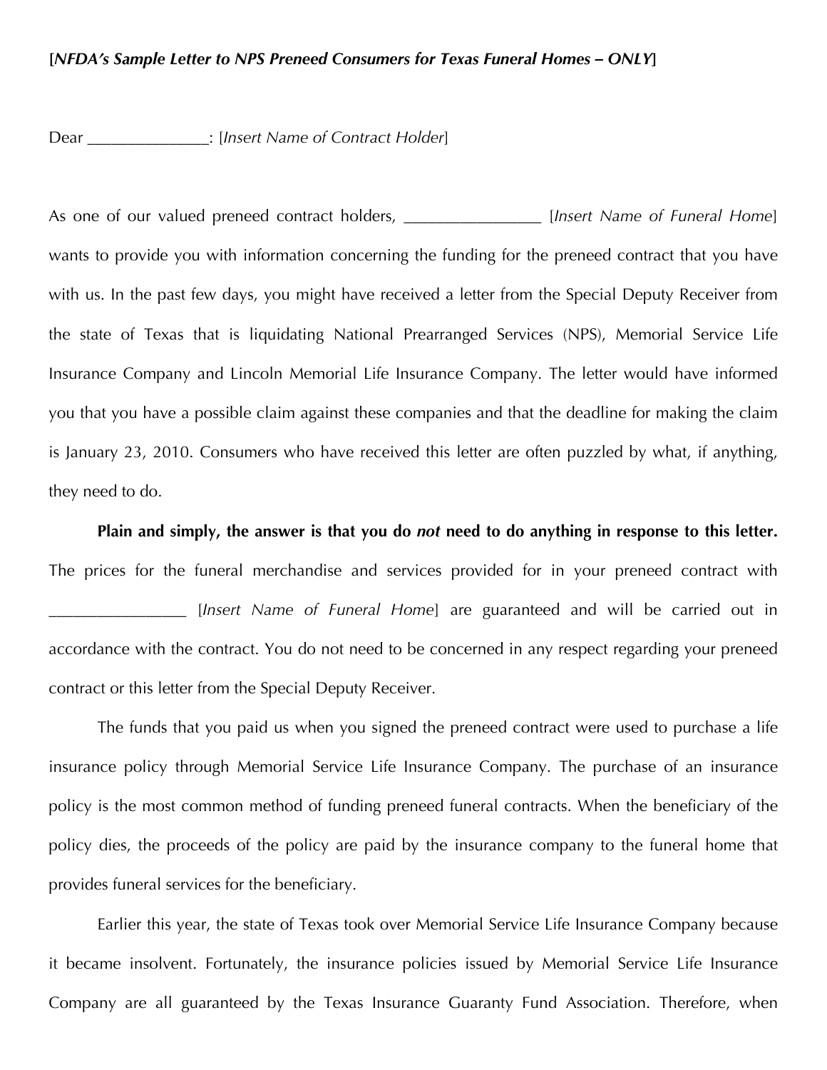**[*NFDA's Sample Letter to NPS Preneed Consumers for Texas Funeral Homes – ONLY*]**

Dear ______________: [*Insert Name of Contract Holder*]

As one of our valued preneed contract holders, ________________ [*Insert Name of Funeral Home*] wants to provide you with information concerning the funding for the preneed contract that you have with us. In the past few days, you might have received a letter from the Special Deputy Receiver from the state of Texas that is liquidating National Prearranged Services (NPS), Memorial Service Life Insurance Company and Lincoln Memorial Life Insurance Company. The letter would have informed you that you have a possible claim against these companies and that the deadline for making the claim is January 23, 2010. Consumers who have received this letter are often puzzled by what, if anything, they need to do.

**Plain and simply, the answer is that you do *not* need to do anything in response to this letter.** The prices for the funeral merchandise and services provided for in your preneed contract with ________________ [*Insert Name of Funeral Home*] are guaranteed and will be carried out in accordance with the contract. You do not need to be concerned in any respect regarding your preneed contract or this letter from the Special Deputy Receiver.

The funds that you paid us when you signed the preneed contract were used to purchase a life insurance policy through Memorial Service Life Insurance Company. The purchase of an insurance policy is the most common method of funding preneed funeral contracts. When the beneficiary of the policy dies, the proceeds of the policy are paid by the insurance company to the funeral home that provides funeral services for the beneficiary.

Earlier this year, the state of Texas took over Memorial Service Life Insurance Company because it became insolvent. Fortunately, the insurance policies issued by Memorial Service Life Insurance Company are all guaranteed by the Texas Insurance Guaranty Fund Association. Therefore, when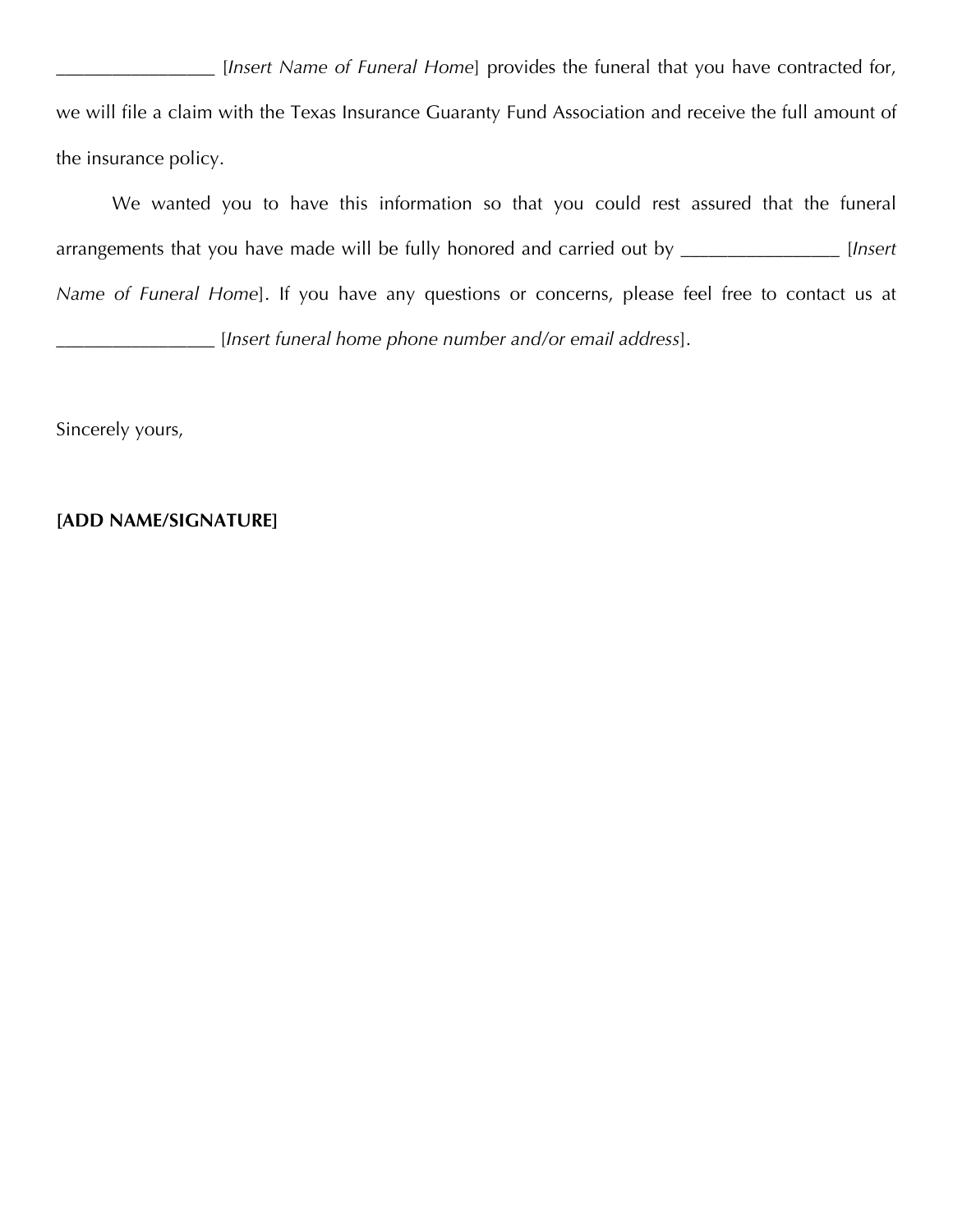________________ [*Insert Name of Funeral Home*] provides the funeral that you have contracted for, we will file a claim with the Texas Insurance Guaranty Fund Association and receive the full amount of the insurance policy.

We wanted you to have this information so that you could rest assured that the funeral arrangements that you have made will be fully honored and carried out by ________________ [*Insert Name of Funeral Home*]. If you have any questions or concerns, please feel free to contact us at ________________ [*Insert funeral home phone number and/or email address*].

Sincerely yours,

**[ADD NAME/SIGNATURE]**